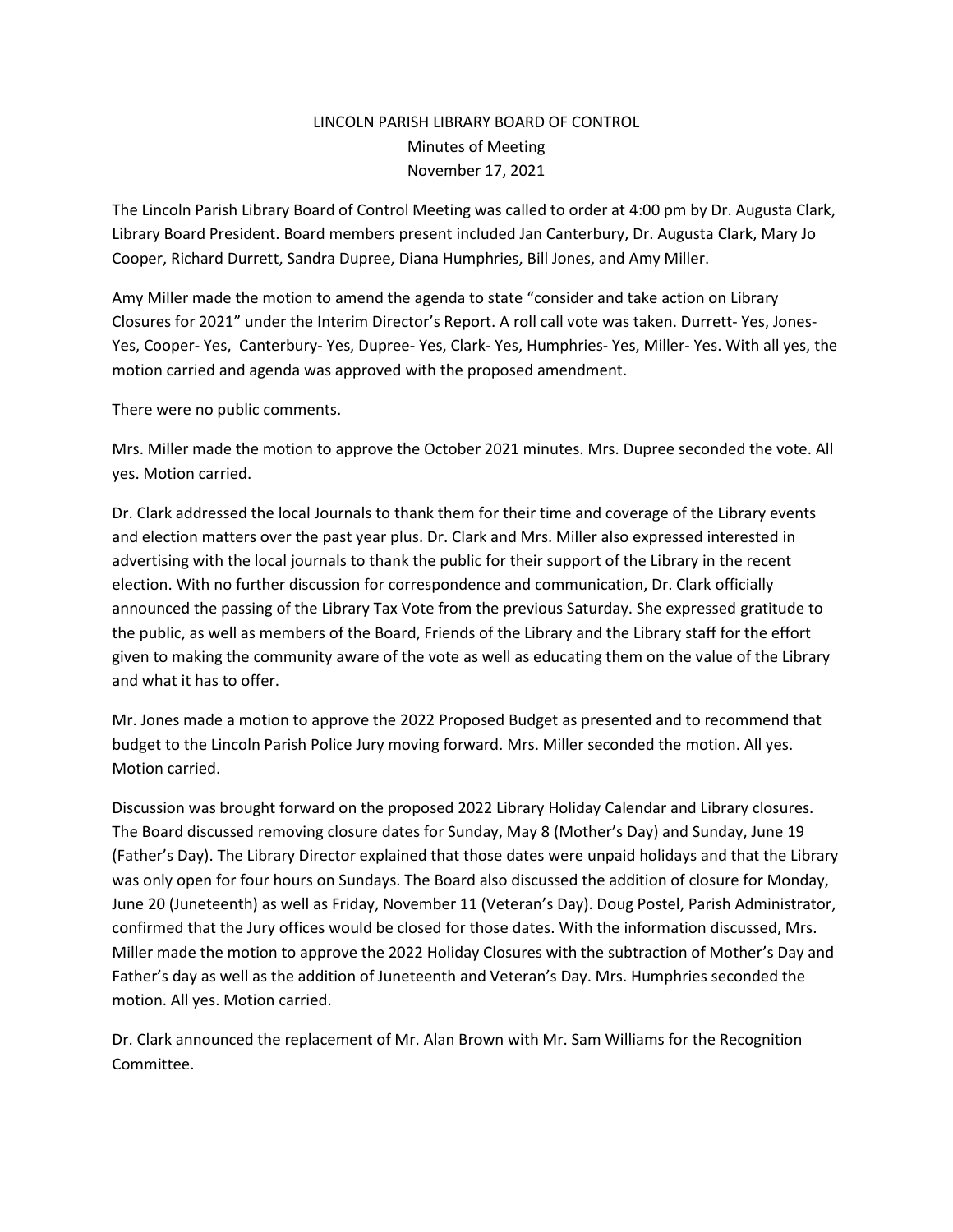# LINCOLN PARISH LIBRARY BOARD OF CONTROL

Minutes of Meeting

November 17, 2021

The Lincoln Parish Library Board of Control Meeting was called to order at 4:00 pm by Dr. Augusta Clark, Library Board President. Board members present included Jan Canterbury, Dr. Augusta Clark, Mary Jo Cooper, Richard Durrett, Sandra Dupree, Diana Humphries, Bill Jones, and Amy Miller.

Amy Miller made the motion to amend the agenda to state "consider and take action on Library Closures for 2021" under the Interim Director's Report. A roll call vote was taken. Durrett- Yes, Jones- Yes, Cooper- Yes, Canterbury- Yes, Dupree- Yes, Clark- Yes, Humphries- Yes, Miller- Yes. With all yes, the motion carried and agenda was approved with the proposed amendment.

There were no public comments.

Mrs. Miller made the motion to approve the October 2021 minutes. Mrs. Dupree seconded the vote. All yes. Motion carried.

Dr. Clark addressed the local Journals to thank them for their time and coverage of the Library events and election matters over the past year plus. Dr. Clark and Mrs. Miller also expressed interested in advertising with the local journals to thank the public for their support of the Library in the recent election. With no further discussion for correspondence and communication, Dr. Clark officially announced the passing of the Library Tax Vote from the previous Saturday. She expressed gratitude to the public, as well as members of the Board, Friends of the Library and the Library staff for the effort given to making the community aware of the vote as well as educating them on the value of the Library and what it has to offer.

Mr. Jones made a motion to approve the 2022 Proposed Budget as presented and to recommend that budget to the Lincoln Parish Police Jury moving forward. Mrs. Miller seconded the motion. All yes. Motion carried.

Discussion was brought forward on the proposed 2022 Library Holiday Calendar and Library closures. The Board discussed removing closure dates for Sunday, May 8 (Mother's Day) and Sunday, June 19 (Father's Day). The Library Director explained that those dates were unpaid holidays and that the Library was only open for four hours on Sundays. The Board also discussed the addition of closure for Monday, June 20 (Juneteenth) as well as Friday, November 11 (Veteran's Day). Doug Postel, Parish Administrator, confirmed that the Jury offices would be closed for those dates. With the information discussed, Mrs. Miller made the motion to approve the 2022 Holiday Closures with the subtraction of Mother's Day and Father's day as well as the addition of Juneteenth and Veteran's Day. Mrs. Humphries seconded the motion. All yes. Motion carried.

Dr. Clark announced the replacement of Mr. Alan Brown with Mr. Sam Williams for the Recognition Committee.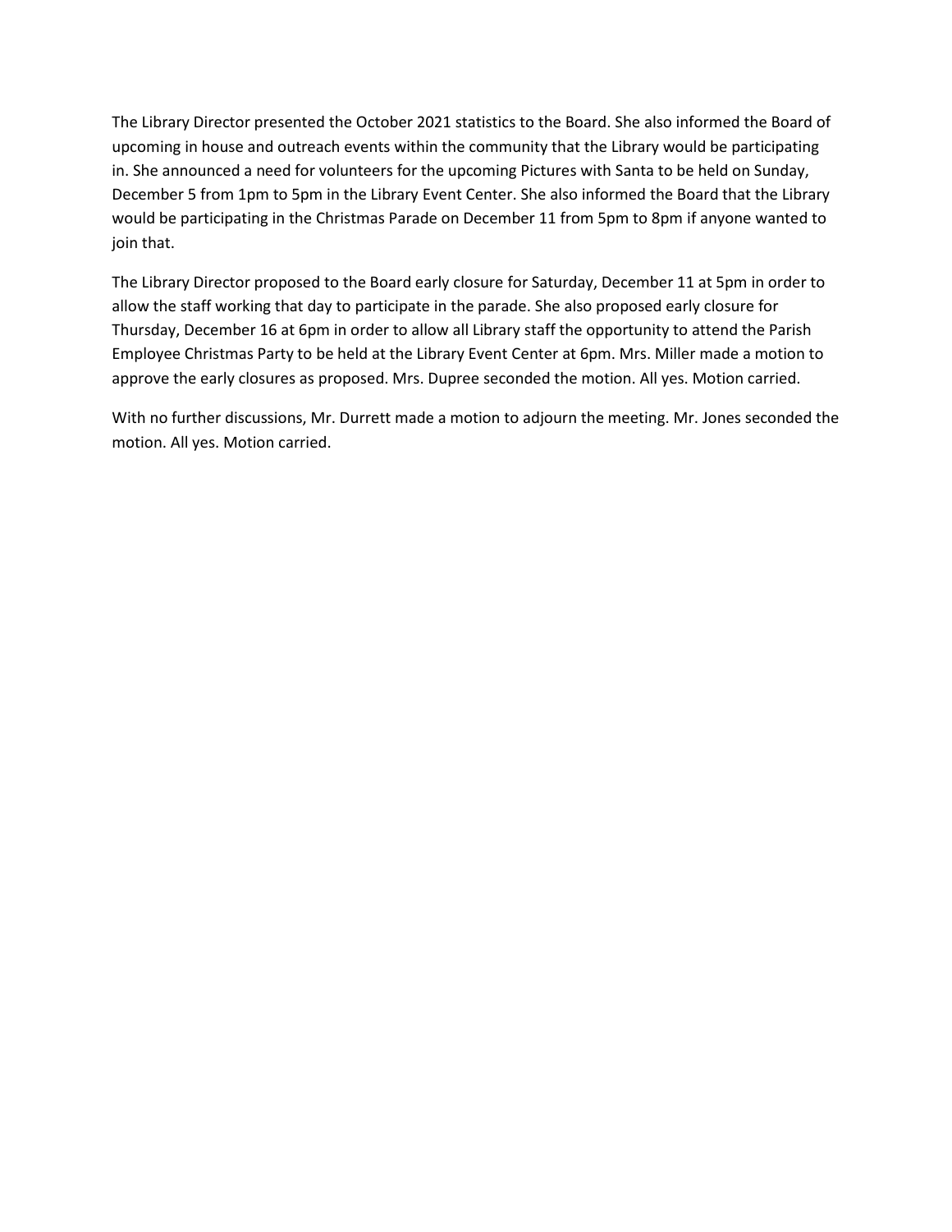The Library Director presented the October 2021 statistics to the Board. She also informed the Board of upcoming in house and outreach events within the community that the Library would be participating in. She announced a need for volunteers for the upcoming Pictures with Santa to be held on Sunday, December 5 from 1pm to 5pm in the Library Event Center. She also informed the Board that the Library would be participating in the Christmas Parade on December 11 from 5pm to 8pm if anyone wanted to join that.

The Library Director proposed to the Board early closure for Saturday, December 11 at 5pm in order to allow the staff working that day to participate in the parade. She also proposed early closure for Thursday, December 16 at 6pm in order to allow all Library staff the opportunity to attend the Parish Employee Christmas Party to be held at the Library Event Center at 6pm. Mrs. Miller made a motion to approve the early closures as proposed. Mrs. Dupree seconded the motion. All yes. Motion carried.

With no further discussions, Mr. Durrett made a motion to adjourn the meeting. Mr. Jones seconded the motion. All yes. Motion carried.